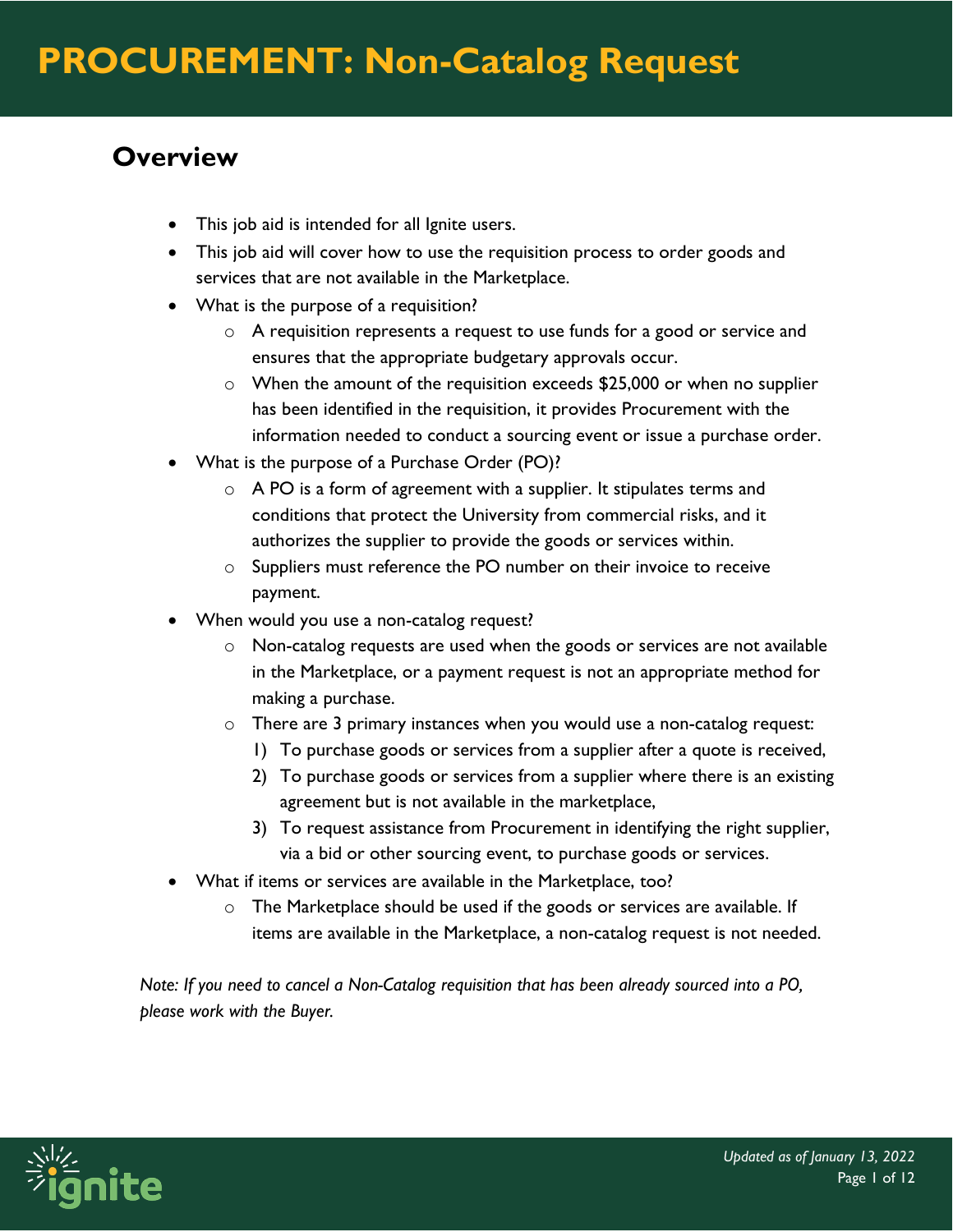# PROCUREMENT: Non-Catalog Request

## Overview

- This job aid is intended for all Ignite users.
- This job aid will cover how to use the requisition process to order goods and services that are not available in the Marketplace.
- What is the purpose of a requisition?
  - A requisition represents a request to use funds for a good or service and ensures that the appropriate budgetary approvals occur.
  - When the amount of the requisition exceeds $25,000 or when no supplier has been identified in the requisition, it provides Procurement with the information needed to conduct a sourcing event or issue a purchase order.
- What is the purpose of a Purchase Order (PO)?
  - A PO is a form of agreement with a supplier. It stipulates terms and conditions that protect the University from commercial risks, and it authorizes the supplier to provide the goods or services within.
  - Suppliers must reference the PO number on their invoice to receive payment.
- When would you use a non-catalog request?
  - Non-catalog requests are used when the goods or services are not available in the Marketplace, or a payment request is not an appropriate method for making a purchase.
  - There are 3 primary instances when you would use a non-catalog request:
    1) To purchase goods or services from a supplier after a quote is received,
    2) To purchase goods or services from a supplier where there is an existing agreement but is not available in the marketplace,
    3) To request assistance from Procurement in identifying the right supplier, via a bid or other sourcing event, to purchase goods or services.
- What if items or services are available in the Marketplace, too?
  - The Marketplace should be used if the goods or services are available. If items are available in the Marketplace, a non-catalog request is not needed.

*Note: If you need to cancel a Non-Catalog requisition that has been already sourced into a PO, please work with the Buyer.*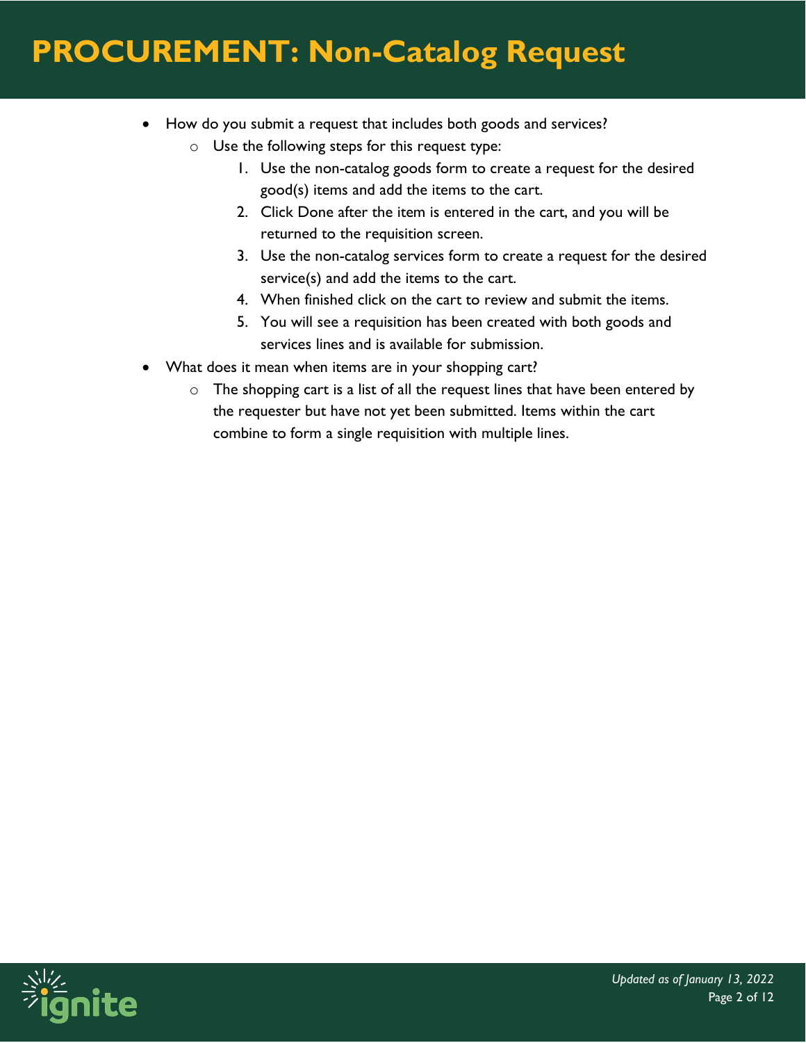- How do you submit a request that includes both goods and services?
  - Use the following steps for this request type:
    1. Use the non-catalog goods form to create a request for the desired good(s) items and add the items to the cart.
    2. Click Done after the item is entered in the cart, and you will be returned to the requisition screen.
    3. Use the non-catalog services form to create a request for the desired service(s) and add the items to the cart.
    4. When finished click on the cart to review and submit the items.
    5. You will see a requisition has been created with both goods and services lines and is available for submission.
- What does it mean when items are in your shopping cart?
  - The shopping cart is a list of all the request lines that have been entered by the requester but have not yet been submitted. Items within the cart combine to form a single requisition with multiple lines.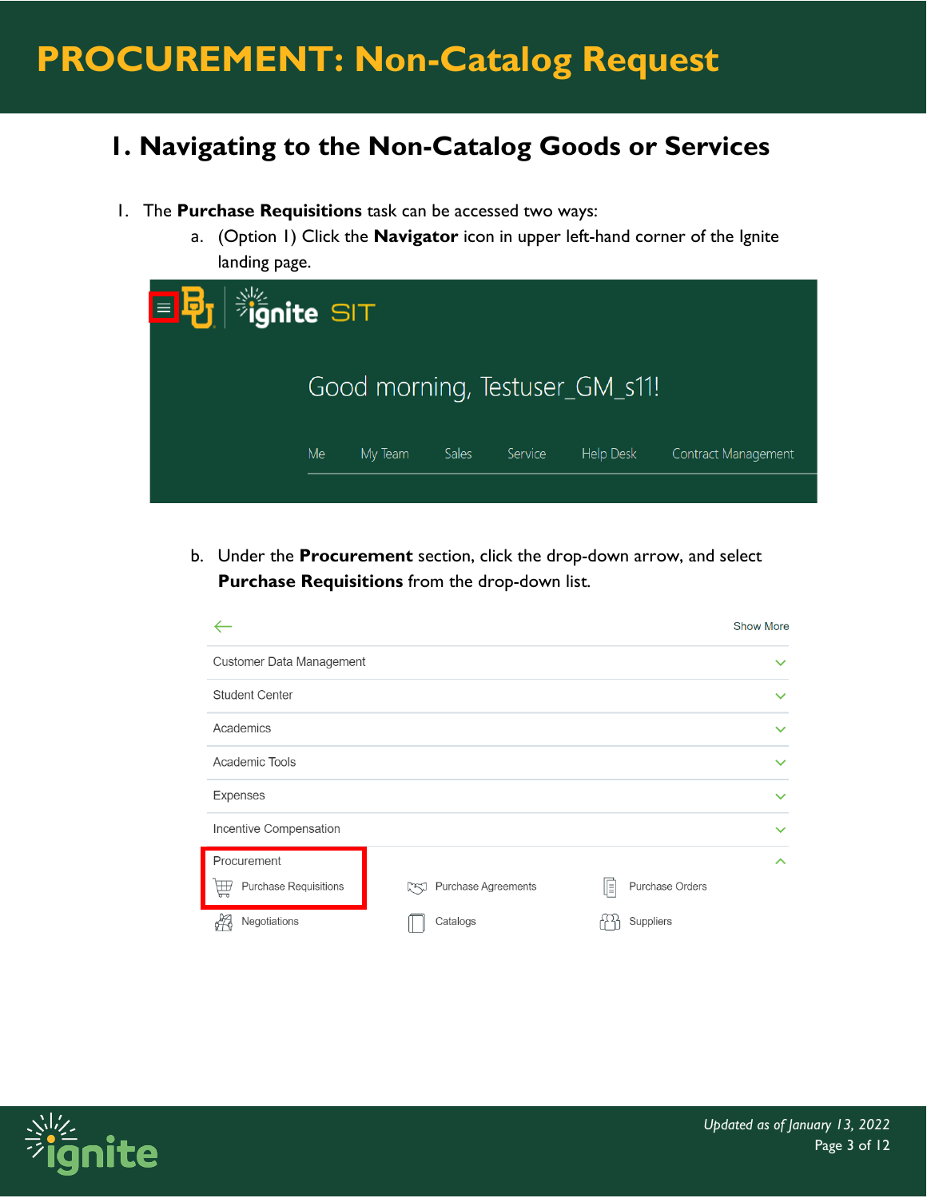# PROCUREMENT: Non-Catalog Request

## I. Navigating to the Non-Catalog Goods or Services

1. The **Purchase Requisitions** task can be accessed two ways:
   a. (Option 1) Click the **Navigator** icon in upper left-hand corner of the Ignite landing page.

   b. Under the **Procurement** section, click the drop-down arrow, and select **Purchase Requisitions** from the drop-down list.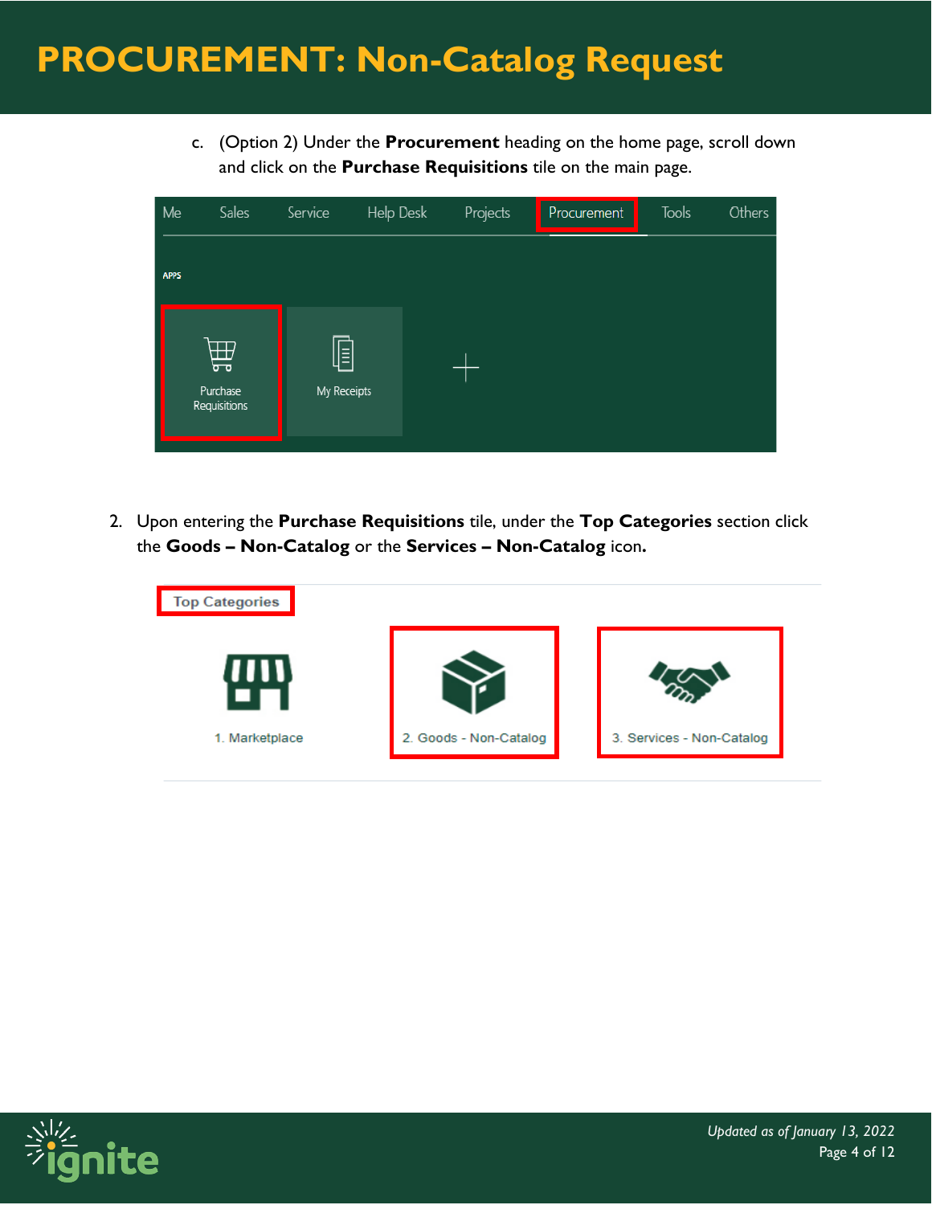# PROCUREMENT: Non-Catalog Request

c. (Option 2) Under the **Procurement** heading on the home page, scroll down and click on the **Purchase Requisitions** tile on the main page.

2. Upon entering the **Purchase Requisitions** tile, under the **Top Categories** section click the **Goods – Non-Catalog** or the **Services – Non-Catalog** icon.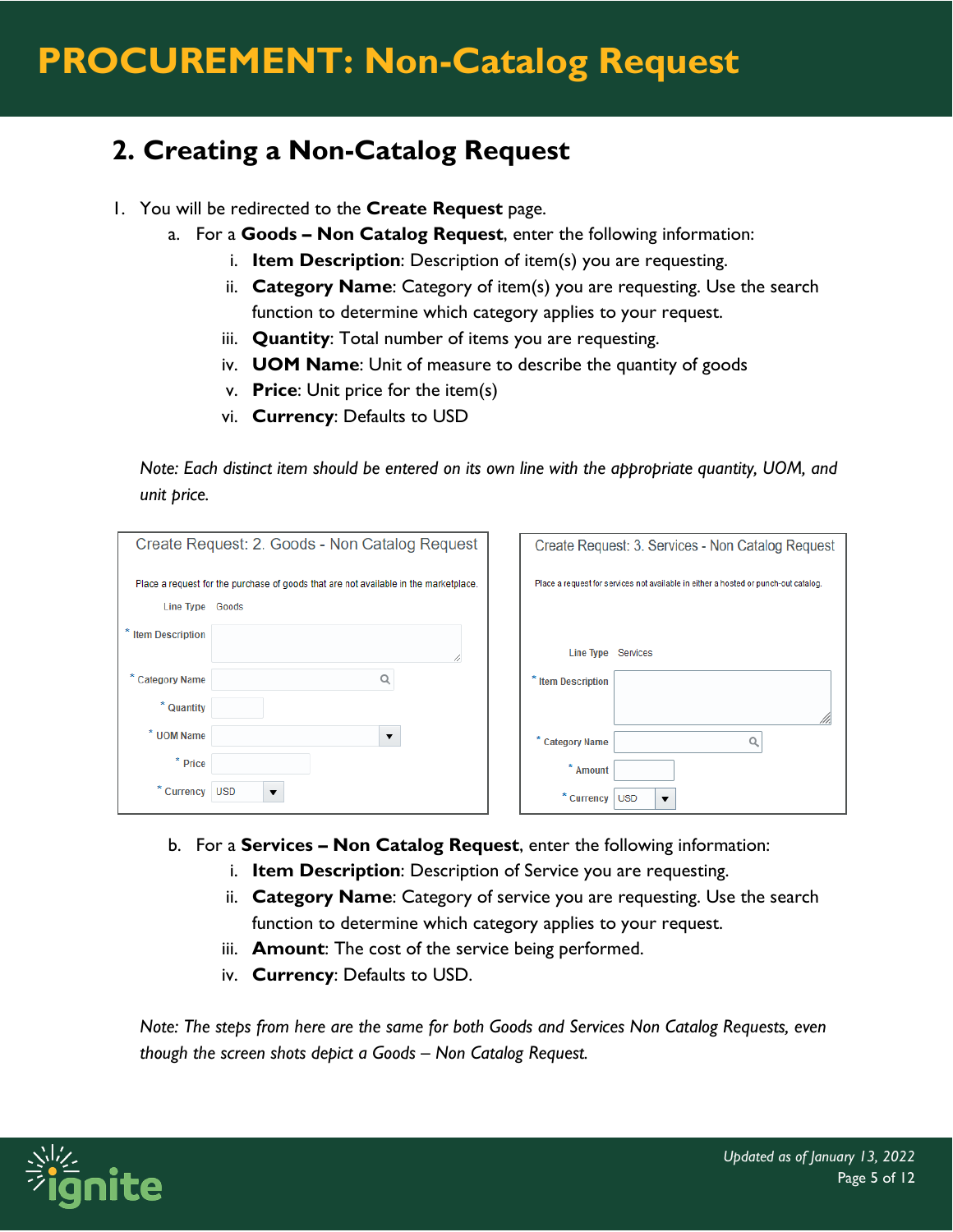## 2. Creating a Non-Catalog Request

1. You will be redirected to the **Create Request** page.
   a. For a **Goods – Non Catalog Request**, enter the following information:
      i. **Item Description**: Description of item(s) you are requesting.
      ii. **Category Name**: Category of item(s) you are requesting. Use the search function to determine which category applies to your request.
      iii. **Quantity**: Total number of items you are requesting.
      iv. **UOM Name**: Unit of measure to describe the quantity of goods
      v. **Price**: Unit price for the item(s)
      vi. **Currency**: Defaults to USD

   *Note: Each distinct item should be entered on its own line with the appropriate quantity, UOM, and unit price.*

   b. For a **Services – Non Catalog Request**, enter the following information:
      i. **Item Description**: Description of Service you are requesting.
      ii. **Category Name**: Category of service you are requesting. Use the search function to determine which category applies to your request.
      iii. **Amount**: The cost of the service being performed.
      iv. **Currency**: Defaults to USD.

   *Note: The steps from here are the same for both Goods and Services Non Catalog Requests, even though the screen shots depict a Goods – Non Catalog Request.*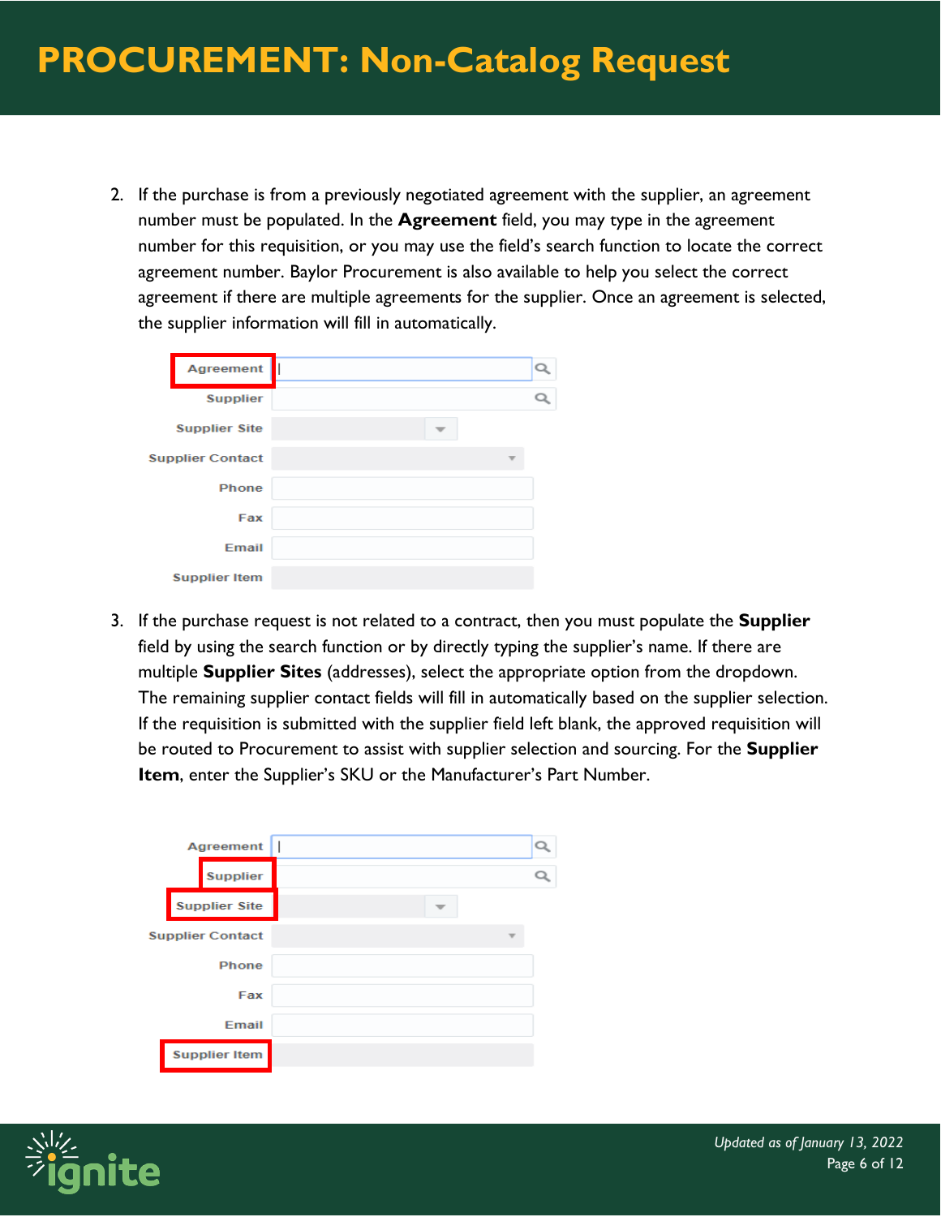# PROCUREMENT: Non-Catalog Request

2. If the purchase is from a previously negotiated agreement with the supplier, an agreement number must be populated. In the **Agreement** field, you may type in the agreement number for this requisition, or you may use the field's search function to locate the correct agreement number. Baylor Procurement is also available to help you select the correct agreement if there are multiple agreements for the supplier. Once an agreement is selected, the supplier information will fill in automatically.

Agreement
Supplier
Supplier Site
Supplier Contact
Phone
Fax
Email
Supplier Item

3. If the purchase request is not related to a contract, then you must populate the **Supplier** field by using the search function or by directly typing the supplier's name. If there are multiple **Supplier Sites** (addresses), select the appropriate option from the dropdown. The remaining supplier contact fields will fill in automatically based on the supplier selection. If the requisition is submitted with the supplier field left blank, the approved requisition will be routed to Procurement to assist with supplier selection and sourcing. For the **Supplier Item**, enter the Supplier's SKU or the Manufacturer's Part Number.

Agreement
Supplier
Supplier Site
Supplier Contact
Phone
Fax
Email
Supplier Item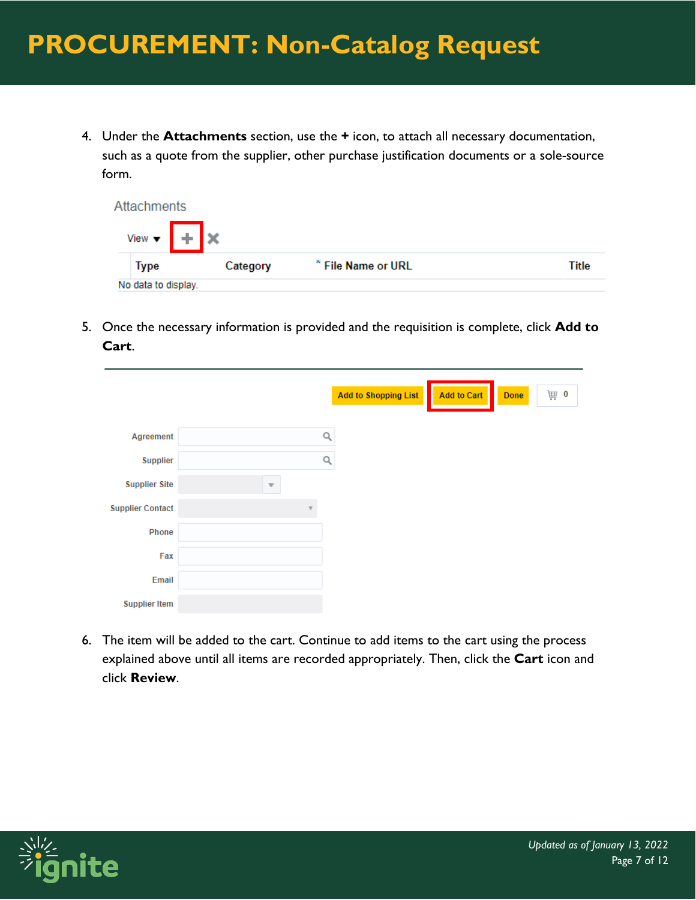# PROCUREMENT: Non-Catalog Request

4. Under the **Attachments** section, use the **+** icon, to attach all necessary documentation, such as a quote from the supplier, other purchase justification documents or a sole-source form.

5. Once the necessary information is provided and the requisition is complete, click **Add to Cart**.

6. The item will be added to the cart. Continue to add items to the cart using the process explained above until all items are recorded appropriately. Then, click the **Cart** icon and click **Review**.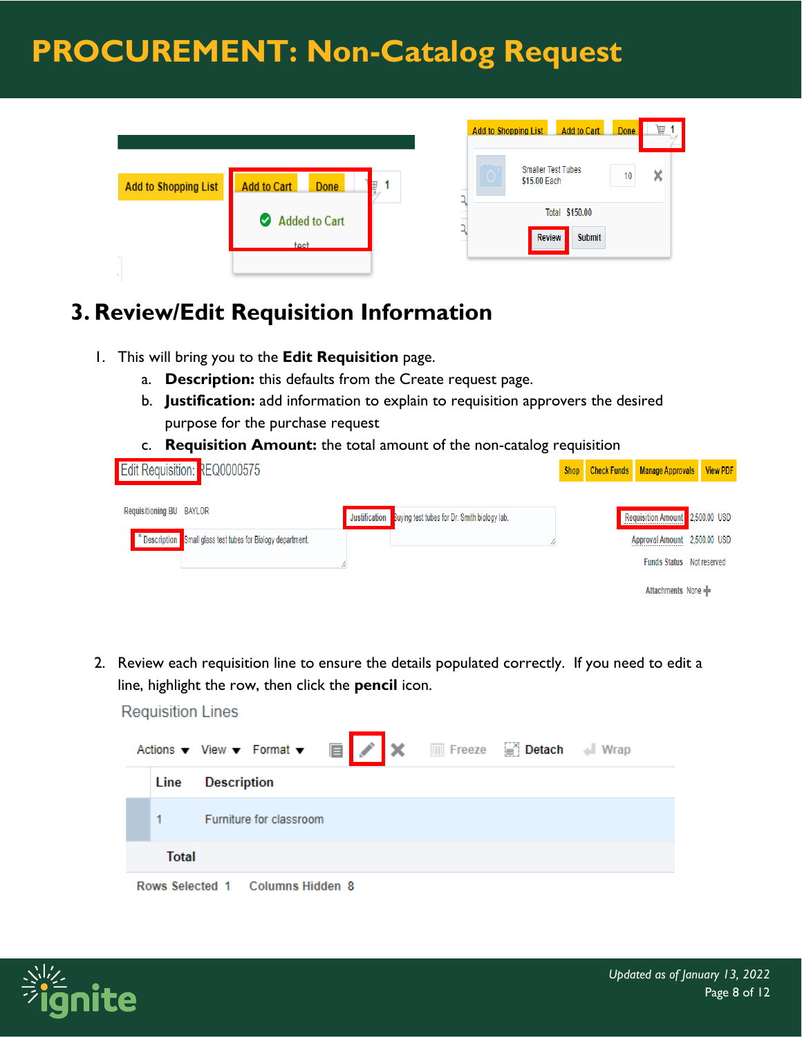# PROCUREMENT: Non-Catalog Request

## 3. Review/Edit Requisition Information

1. This will bring you to the **Edit Requisition** page.
   a. **Description:** this defaults from the Create request page.
   b. **Justification:** add information to explain to requisition approvers the desired purpose for the purchase request
   c. **Requisition Amount:** the total amount of the non-catalog requisition

2. Review each requisition line to ensure the details populated correctly. If you need to edit a line, highlight the row, then click the **pencil** icon.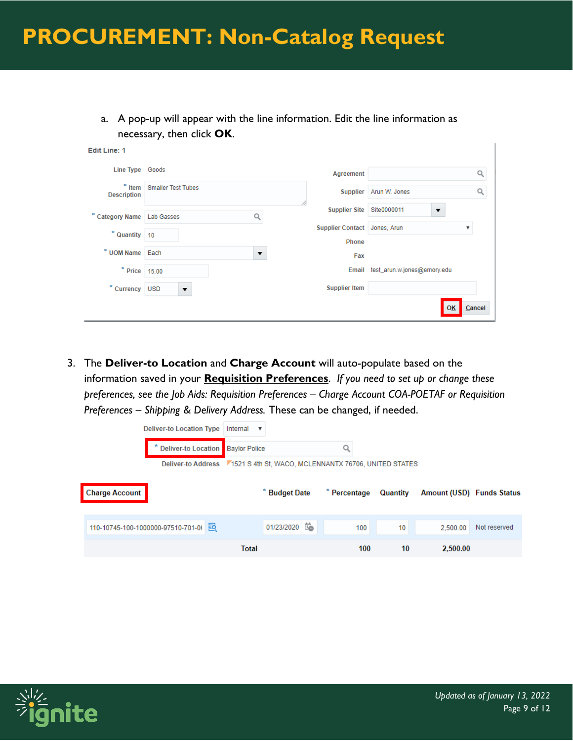# PROCUREMENT: Non-Catalog Request

a. A pop-up will appear with the line information. Edit the line information as necessary, then click **OK**.

Edit Line: 1

| Field | Value | Field | Value |
| --- | --- | --- | --- |
| Line Type | Goods | Agreement | |
| * Item Description | Smaller Test Tubes | Supplier | Arun W. Jones |
| * Category Name | Lab Gasses | Supplier Site | Site0000011 |
| * Quantity | 10 | Supplier Contact | Jones, Arun |
| * UOM Name | Each | Phone | |
| * Price | 15.00 | Fax | |
| * Currency | USD | Email | test_arun.w.jones@emory.edu |
| | | Supplier Item | |

OK Cancel

3. The **Deliver-to Location** and **Charge Account** will auto-populate based on the information saved in your **Requisition Preferences**. *If you need to set up or change these preferences, see the Job Aids: Requisition Preferences – Charge Account COA-POETAF or Requisition Preferences – Shipping & Delivery Address.* These can be changed, if needed.

Deliver-to Location Type: Internal

* Deliver-to Location: Baylor Police

Deliver-to Address: 1521 S 4th St, WACO, MCLENNANTX 76706, UNITED STATES

| Charge Account | * Budget Date | * Percentage | Quantity | Amount (USD) | Funds Status |
| --- | --- | --- | --- | --- | --- |
| 110-10745-100-1000000-97510-701-0( | 01/23/2020 | 100 | 10 | 2,500.00 | Not reserved |
| Total | | 100 | 10 | 2,500.00 | |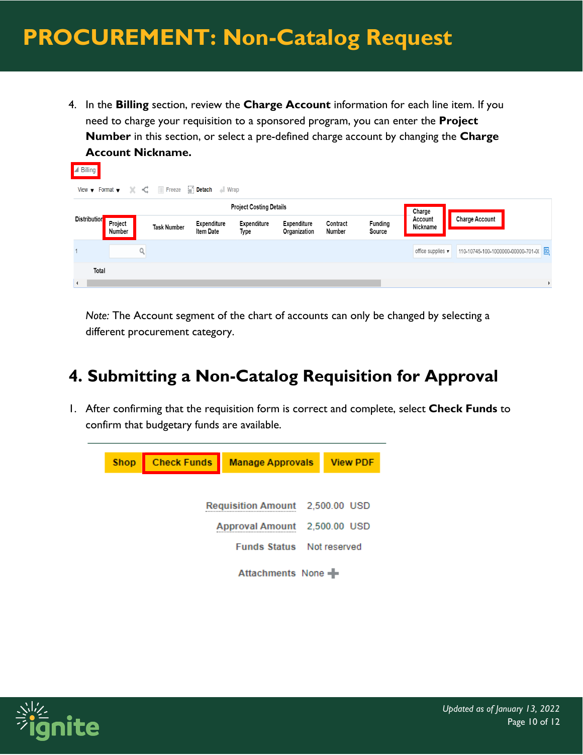# PROCUREMENT: Non-Catalog Request

4. In the **Billing** section, review the **Charge Account** information for each line item. If you need to charge your requisition to a sponsored program, you can enter the **Project Number** in this section, or select a pre-defined charge account by changing the **Charge Account Nickname.**

*Note:* The Account segment of the chart of accounts can only be changed by selecting a different procurement category.

## 4. Submitting a Non-Catalog Requisition for Approval

1. After confirming that the requisition form is correct and complete, select **Check Funds** to confirm that budgetary funds are available.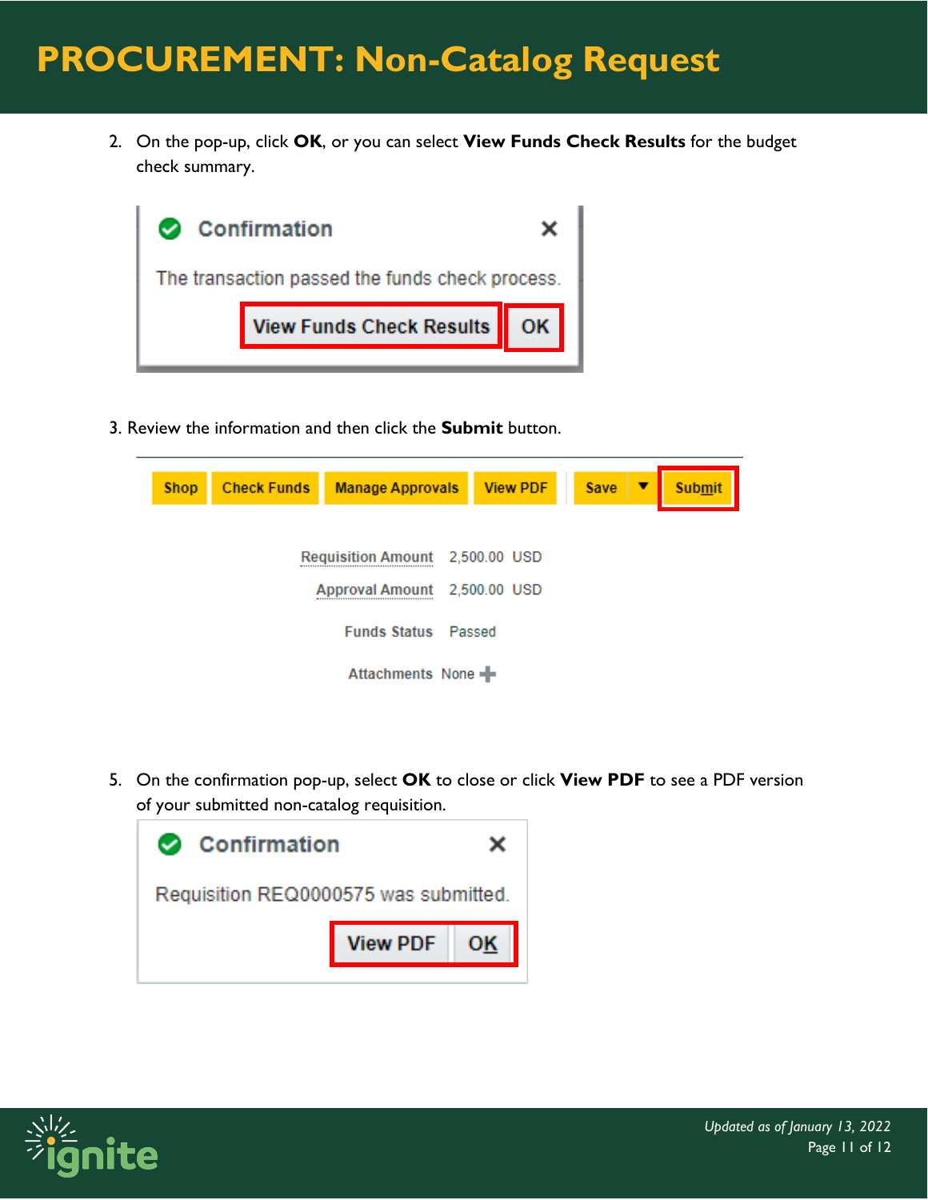# PROCUREMENT: Non-Catalog Request

2. On the pop-up, click **OK**, or you can select **View Funds Check Results** for the budget check summary.

Confirmation

The transaction passed the funds check process.

View Funds Check Results | OK

3. Review the information and then click the **Submit** button.

Shop | Check Funds | Manage Approvals | View PDF | Save | Submit

Requisition Amount 2,500.00 USD

Approval Amount 2,500.00 USD

Funds Status Passed

Attachments None

5. On the confirmation pop-up, select **OK** to close or click **View PDF** to see a PDF version of your submitted non-catalog requisition.

Confirmation

Requisition REQ0000575 was submitted.

View PDF | OK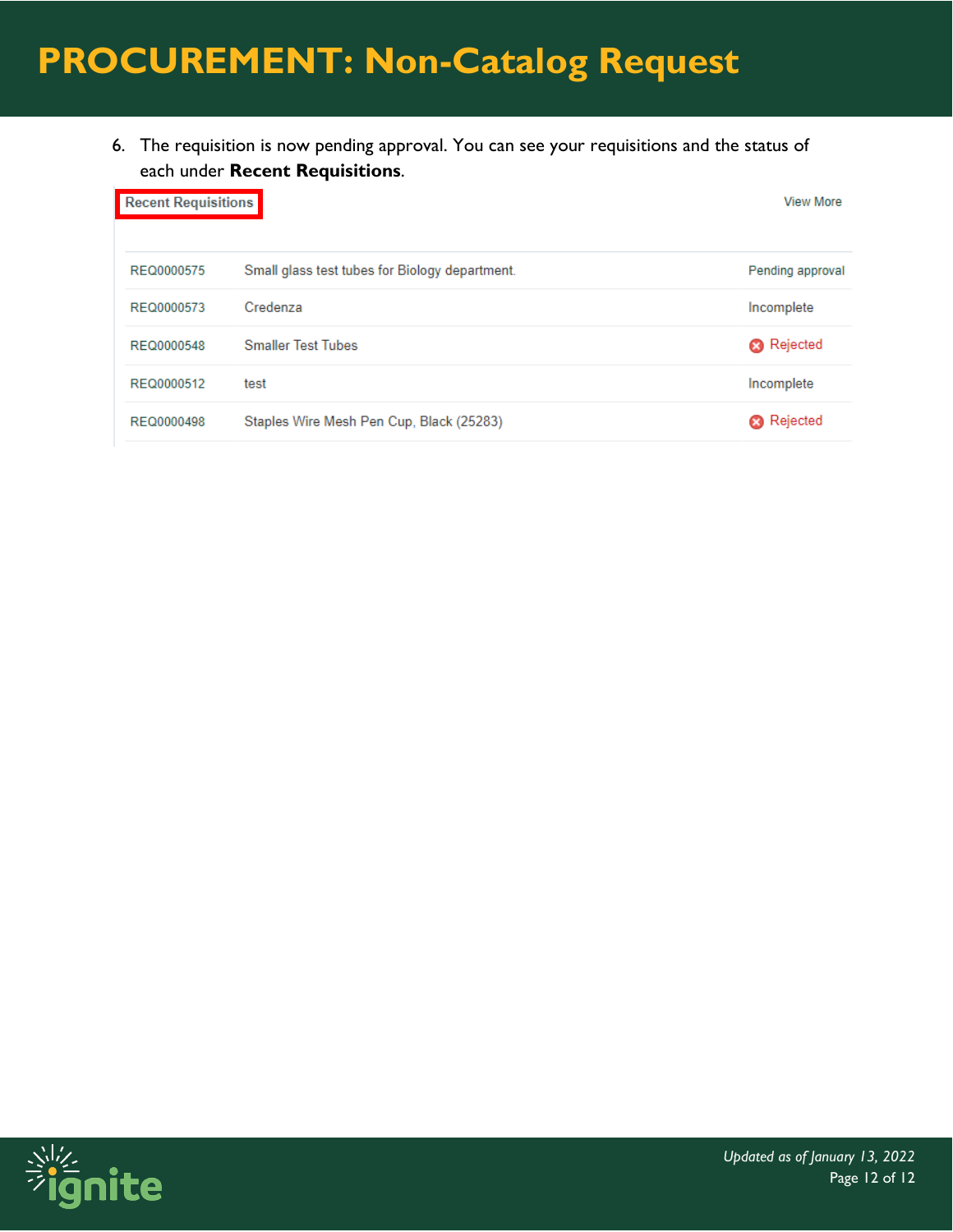# PROCUREMENT: Non-Catalog Request

6. The requisition is now pending approval. You can see your requisitions and the status of each under **Recent Requisitions**.

Recent Requisitions

View More

| | | |
|---|---|---|
| REQ0000575 | Small glass test tubes for Biology department. | Pending approval |
| REQ0000573 | Credenza | Incomplete |
| REQ0000548 | Smaller Test Tubes | Rejected |
| REQ0000512 | test | Incomplete |
| REQ0000498 | Staples Wire Mesh Pen Cup, Black (25283) | Rejected |

*Updated as of January 13, 2022*